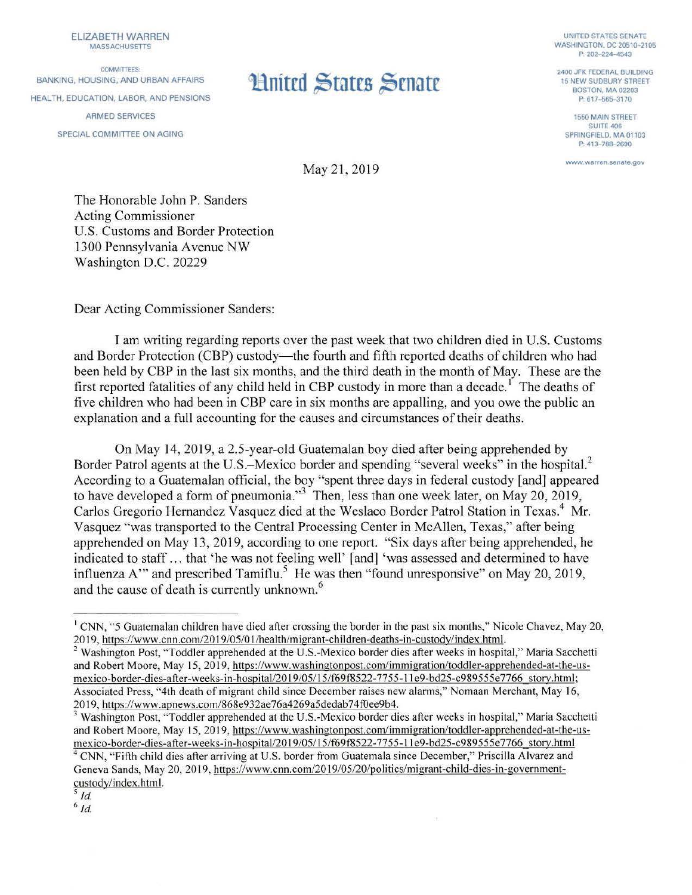ELIZABETH WARREN
MASSACHUSETTS

COMMITTEES:
BANKING, HOUSING, AND URBAN AFFAIRS
HEALTH, EDUCATION, LABOR, AND PENSIONS
ARMED SERVICES
SPECIAL COMMITTEE ON AGING

# United States Senate

UNITED STATES SENATE
WASHINGTON, DC 20510–2105
P: 202–224–4543

2400 JFK FEDERAL BUILDING
15 NEW SUDBURY STREET
BOSTON, MA 02203
P: 617–565–3170

1550 MAIN STREET
SUITE 406
SPRINGFIELD, MA 01103
P: 413–788–2690

www.warren.senate.gov

May 21, 2019

The Honorable John P. Sanders
Acting Commissioner
U.S. Customs and Border Protection
1300 Pennsylvania Avenue NW
Washington D.C. 20229

Dear Acting Commissioner Sanders:

I am writing regarding reports over the past week that two children died in U.S. Customs and Border Protection (CBP) custody—the fourth and fifth reported deaths of children who had been held by CBP in the last six months, and the third death in the month of May. These are the first reported fatalities of any child held in CBP custody in more than a decade.[1] The deaths of five children who had been in CBP care in six months are appalling, and you owe the public an explanation and a full accounting for the causes and circumstances of their deaths.

On May 14, 2019, a 2.5-year-old Guatemalan boy died after being apprehended by Border Patrol agents at the U.S.–Mexico border and spending "several weeks" in the hospital.[2] According to a Guatemalan official, the boy "spent three days in federal custody [and] appeared to have developed a form of pneumonia."[3] Then, less than one week later, on May 20, 2019, Carlos Gregorio Hernandez Vasquez died at the Weslaco Border Patrol Station in Texas.[4] Mr. Vasquez "was transported to the Central Processing Center in McAllen, Texas," after being apprehended on May 13, 2019, according to one report. "Six days after being apprehended, he indicated to staff … that 'he was not feeling well' [and] 'was assessed and determined to have influenza A'" and prescribed Tamiflu.[5] He was then "found unresponsive" on May 20, 2019, and the cause of death is currently unknown.[6]

---

[1] CNN, "5 Guatemalan children have died after crossing the border in the past six months," Nicole Chavez, May 20, 2019, https://www.cnn.com/2019/05/01/health/migrant-children-deaths-in-custody/index.html.

[2] Washington Post, "Toddler apprehended at the U.S.-Mexico border dies after weeks in hospital," Maria Sacchetti and Robert Moore, May 15, 2019, https://www.washingtonpost.com/immigration/toddler-apprehended-at-the-us-mexico-border-dies-after-weeks-in-hospital/2019/05/15/f69f8522-7755-11e9-bd25-c989555e7766_story.html; Associated Press, "4th death of migrant child since December raises new alarms," Nomaan Merchant, May 16, 2019, https://www.apnews.com/868e932ae76a4269a5dedab74f0ee9b4.

[3] Washington Post, "Toddler apprehended at the U.S.-Mexico border dies after weeks in hospital," Maria Sacchetti and Robert Moore, May 15, 2019, https://www.washingtonpost.com/immigration/toddler-apprehended-at-the-us-mexico-border-dies-after-weeks-in-hospital/2019/05/15/f69f8522-7755-11e9-bd25-c989555e7766_story.html

[4] CNN, "Fifth child dies after arriving at U.S. border from Guatemala since December," Priscilla Alvarez and Geneva Sands, May 20, 2019, https://www.cnn.com/2019/05/20/politics/migrant-child-dies-in-government-custody/index.html.

[5] *Id.*

[6] *Id.*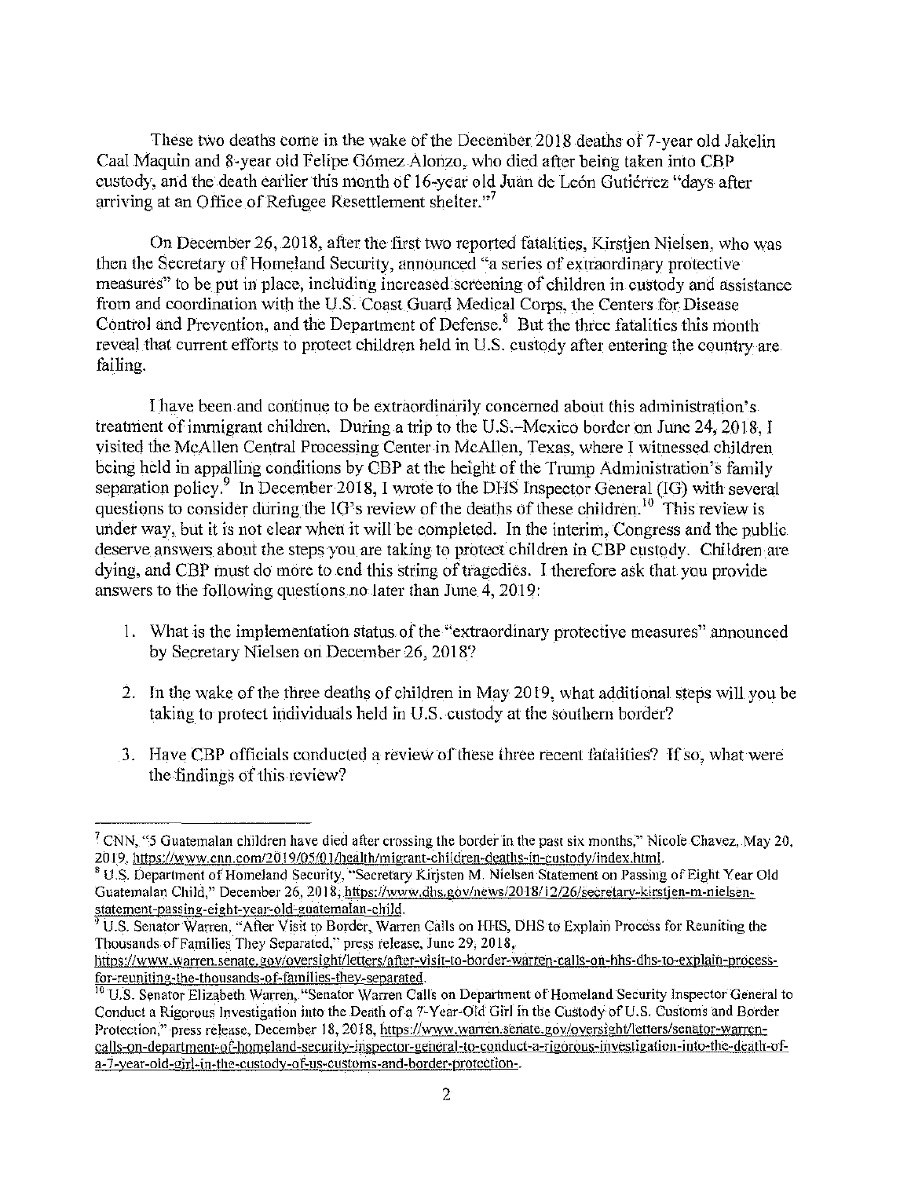These two deaths come in the wake of the December 2018 deaths of 7-year old Jakelin Caal Maquin and 8-year old Felipe Gómez Alonzo, who died after being taken into CBP custody, and the death earlier this month of 16-year old Juan de León Gutiérrez "days after arriving at an Office of Refugee Resettlement shelter."[7]

On December 26, 2018, after the first two reported fatalities, Kirstjen Nielsen, who was then the Secretary of Homeland Security, announced "a series of extraordinary protective measures" to be put in place, including increased screening of children in custody and assistance from and coordination with the U.S. Coast Guard Medical Corps, the Centers for Disease Control and Prevention, and the Department of Defense.[8] But the three fatalities this month reveal that current efforts to protect children held in U.S. custody after entering the country are failing.

I have been and continue to be extraordinarily concerned about this administration's treatment of immigrant children. During a trip to the U.S.–Mexico border on June 24, 2018, I visited the McAllen Central Processing Center in McAllen, Texas, where I witnessed children being held in appalling conditions by CBP at the height of the Trump Administration's family separation policy.[9] In December 2018, I wrote to the DHS Inspector General (IG) with several questions to consider during the IG's review of the deaths of these children.[10] This review is under way, but it is not clear when it will be completed. In the interim, Congress and the public deserve answers about the steps you are taking to protect children in CBP custody. Children are dying, and CBP must do more to end this string of tragedies. I therefore ask that you provide answers to the following questions no later than June 4, 2019:

1. What is the implementation status of the "extraordinary protective measures" announced by Secretary Nielsen on December 26, 2018?

2. In the wake of the three deaths of children in May 2019, what additional steps will you be taking to protect individuals held in U.S. custody at the southern border?

3. Have CBP officials conducted a review of these three recent fatalities? If so, what were the findings of this review?

---

[7] CNN, "5 Guatemalan children have died after crossing the border in the past six months," Nicole Chavez, May 20, 2019, https://www.cnn.com/2019/05/01/health/migrant-children-deaths-in-custody/index.html.

[8] U.S. Department of Homeland Security, "Secretary Kirjsten M. Nielsen Statement on Passing of Eight Year Old Guatemalan Child," December 26, 2018, https://www.dhs.gov/news/2018/12/26/secretary-kirstjen-m-nielsen-statement-passing-eight-year-old-guatemalan-child.

[9] U.S. Senator Warren, "After Visit to Border, Warren Calls on HHS, DHS to Explain Process for Reuniting the Thousands of Families They Separated," press release, June 29, 2018, https://www.warren.senate.gov/oversight/letters/after-visit-to-border-warren-calls-on-hhs-dhs-to-explain-process-for-reuniting-the-thousands-of-families-they-separated.

[10] U.S. Senator Elizabeth Warren, "Senator Warren Calls on Department of Homeland Security Inspector General to Conduct a Rigorous Investigation into the Death of a 7-Year-Old Girl in the Custody of U.S. Customs and Border Protection," press release, December 18, 2018, https://www.warren.senate.gov/oversight/letters/senator-warren-calls-on-department-of-homeland-security-inspector-general-to-conduct-a-rigorous-investigation-into-the-death-of-a-7-year-old-girl-in-the-custody-of-us-customs-and-border-protection-.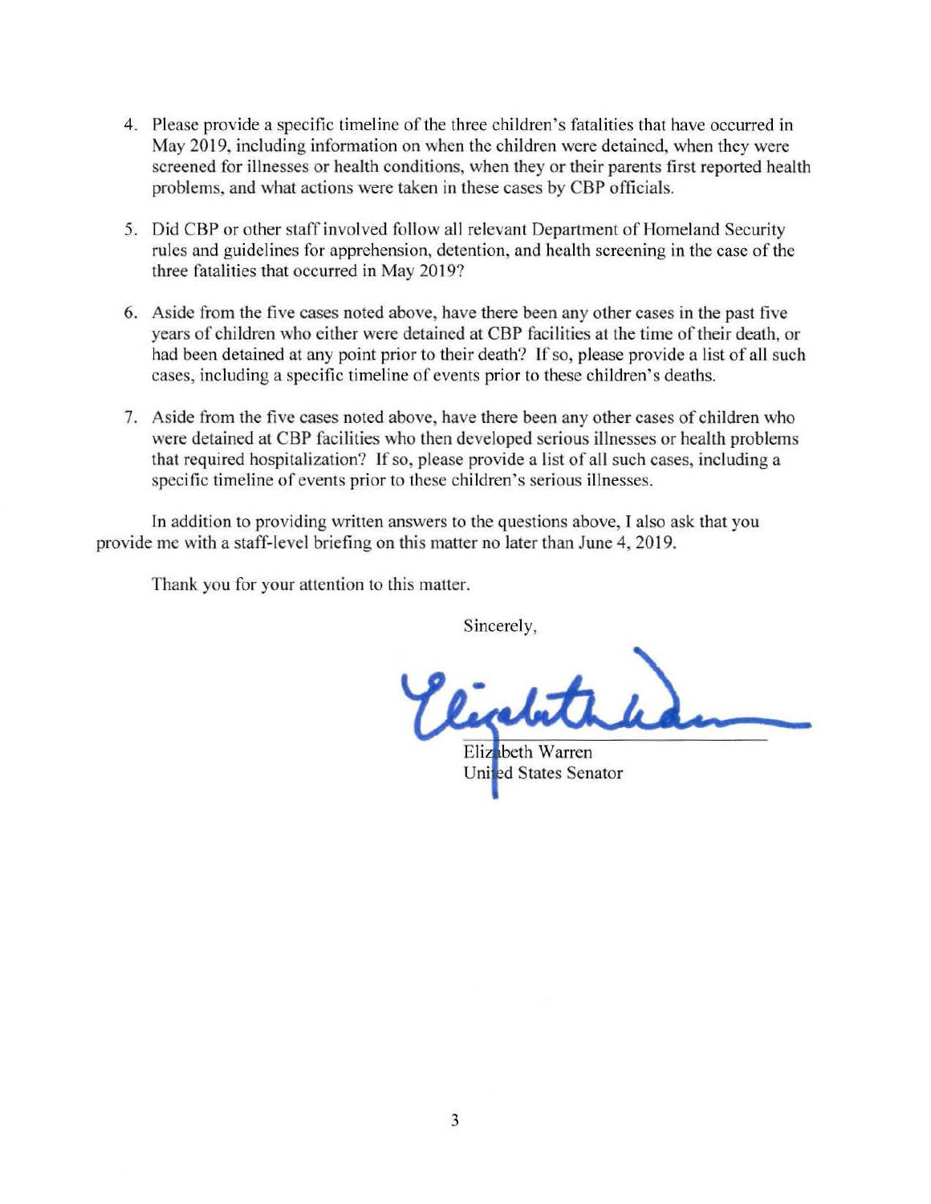4. Please provide a specific timeline of the three children's fatalities that have occurred in May 2019, including information on when the children were detained, when they were screened for illnesses or health conditions, when they or their parents first reported health problems, and what actions were taken in these cases by CBP officials.

5. Did CBP or other staff involved follow all relevant Department of Homeland Security rules and guidelines for apprehension, detention, and health screening in the case of the three fatalities that occurred in May 2019?

6. Aside from the five cases noted above, have there been any other cases in the past five years of children who either were detained at CBP facilities at the time of their death, or had been detained at any point prior to their death? If so, please provide a list of all such cases, including a specific timeline of events prior to these children's deaths.

7. Aside from the five cases noted above, have there been any other cases of children who were detained at CBP facilities who then developed serious illnesses or health problems that required hospitalization? If so, please provide a list of all such cases, including a specific timeline of events prior to these children's serious illnesses.

In addition to providing written answers to the questions above, I also ask that you provide me with a staff-level briefing on this matter no later than June 4, 2019.

Thank you for your attention to this matter.

Sincerely,

Elizabeth Warren
United States Senator